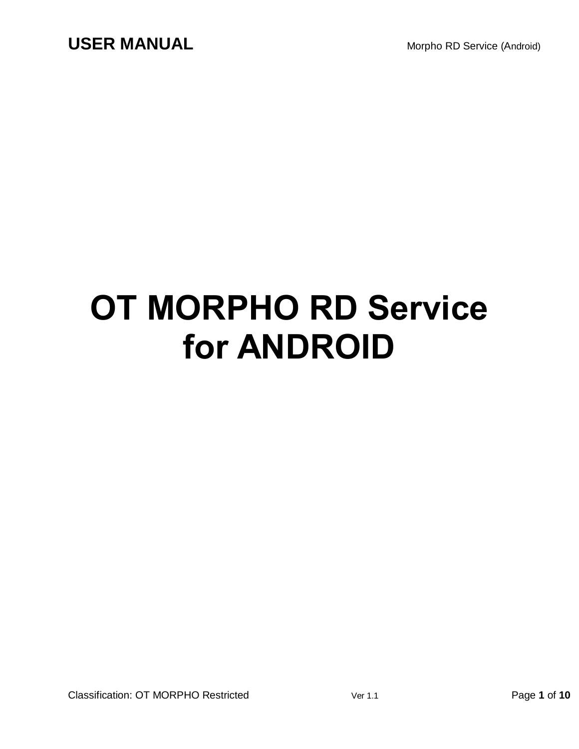# OT MORPHO RD Service for ANDROID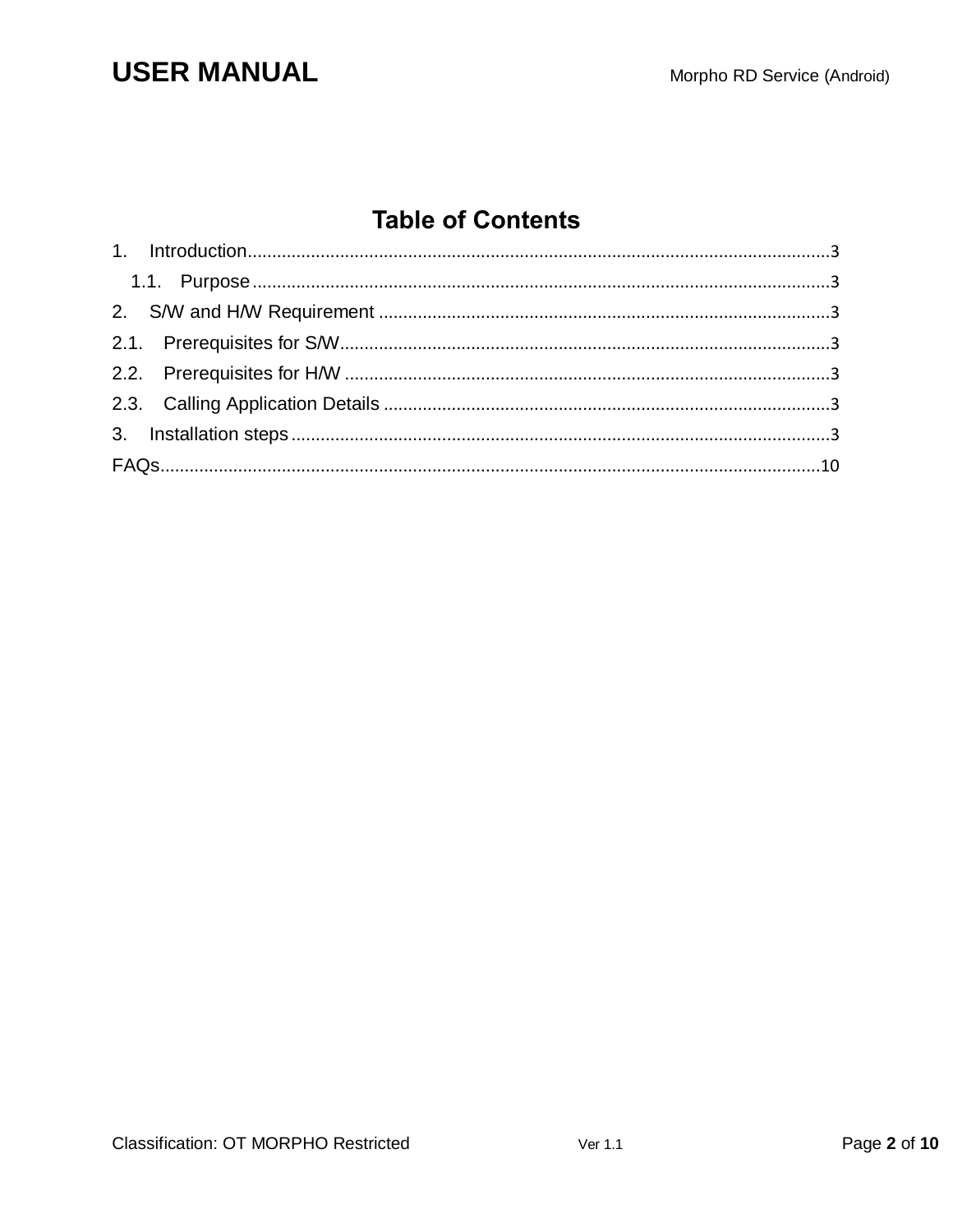# Table of Contents

1. Introduction....................................................................................................................3
   1.1. Purpose....................................................................................................................3
2. S/W and H/W Requirement ............................................................................................3
2.1. Prerequisites for S/W....................................................................................................3
2.2. Prerequisites for H/W ...................................................................................................3
2.3. Calling Application Details ............................................................................................3
3. Installation steps..............................................................................................................3
FAQs.......................................................................................................................................10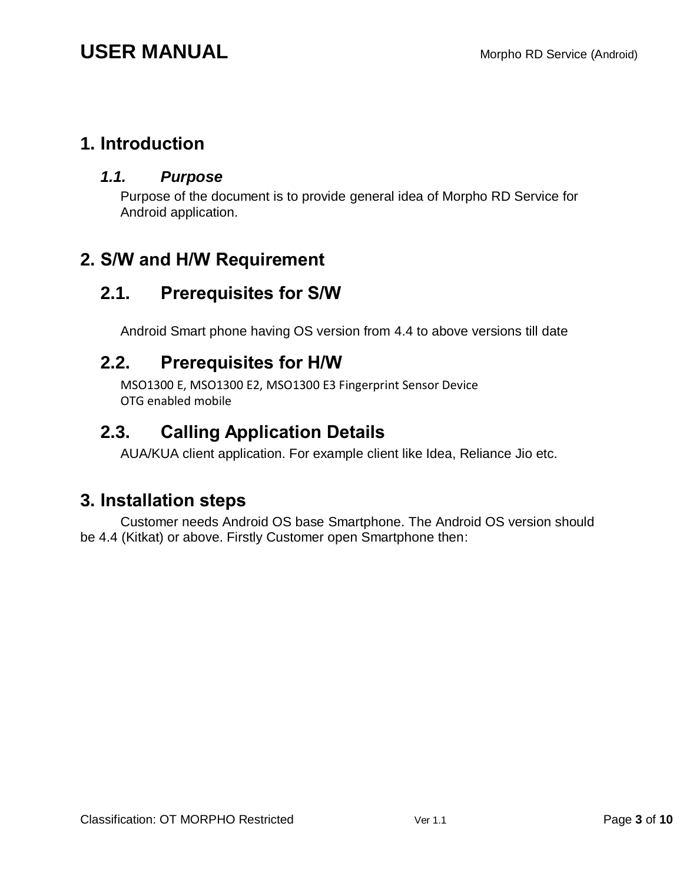# 1. Introduction

### *1.1. Purpose*

Purpose of the document is to provide general idea of Morpho RD Service for Android application.

# 2. S/W and H/W Requirement

## 2.1. Prerequisites for S/W

Android Smart phone having OS version from 4.4 to above versions till date

## 2.2. Prerequisites for H/W

MSO1300 E, MSO1300 E2, MSO1300 E3 Fingerprint Sensor Device
OTG enabled mobile

## 2.3. Calling Application Details

AUA/KUA client application. For example client like Idea, Reliance Jio etc.

# 3. Installation steps

Customer needs Android OS base Smartphone. The Android OS version should be 4.4 (Kitkat) or above. Firstly Customer open Smartphone then: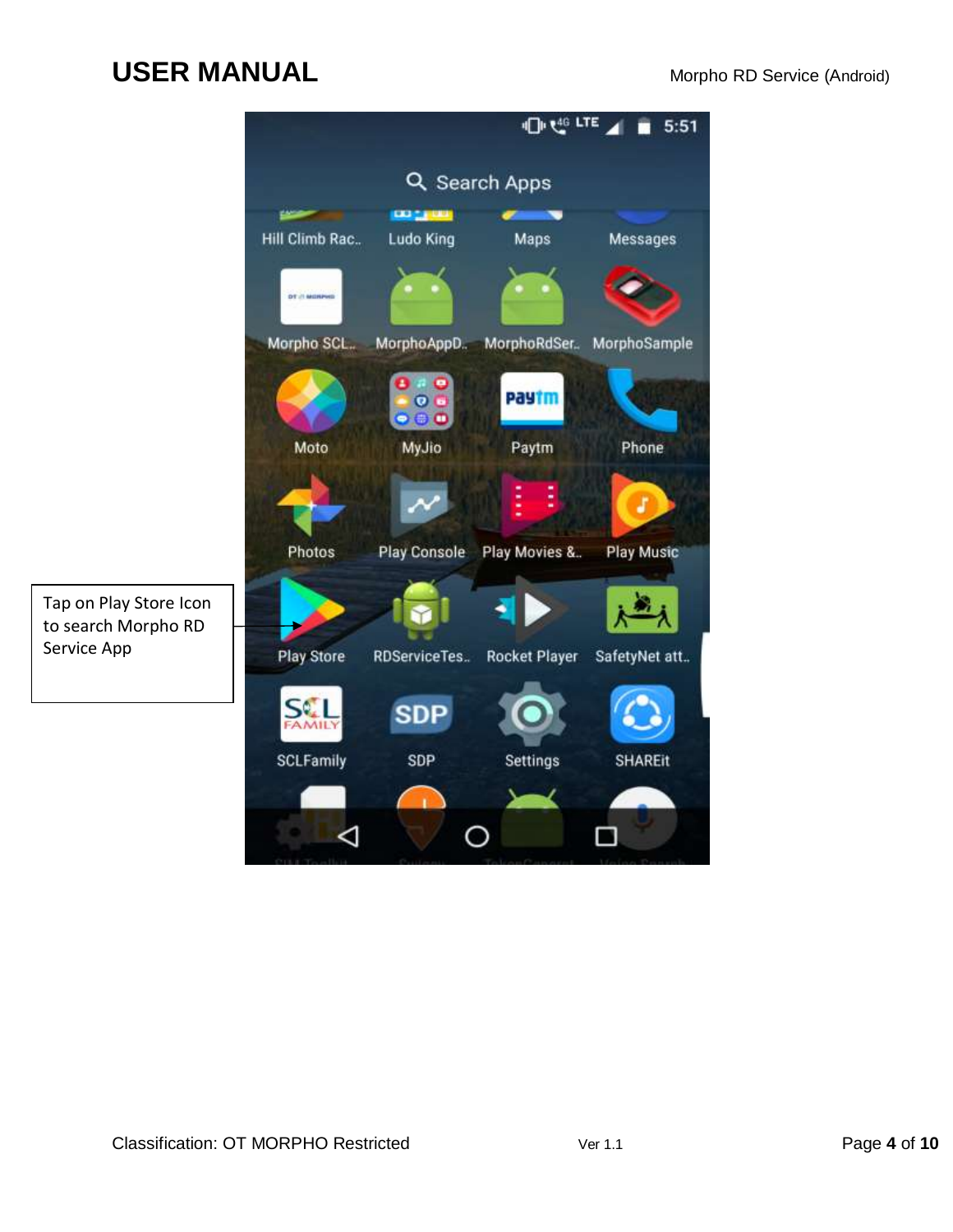Tap on Play Store Icon to search Morpho RD Service App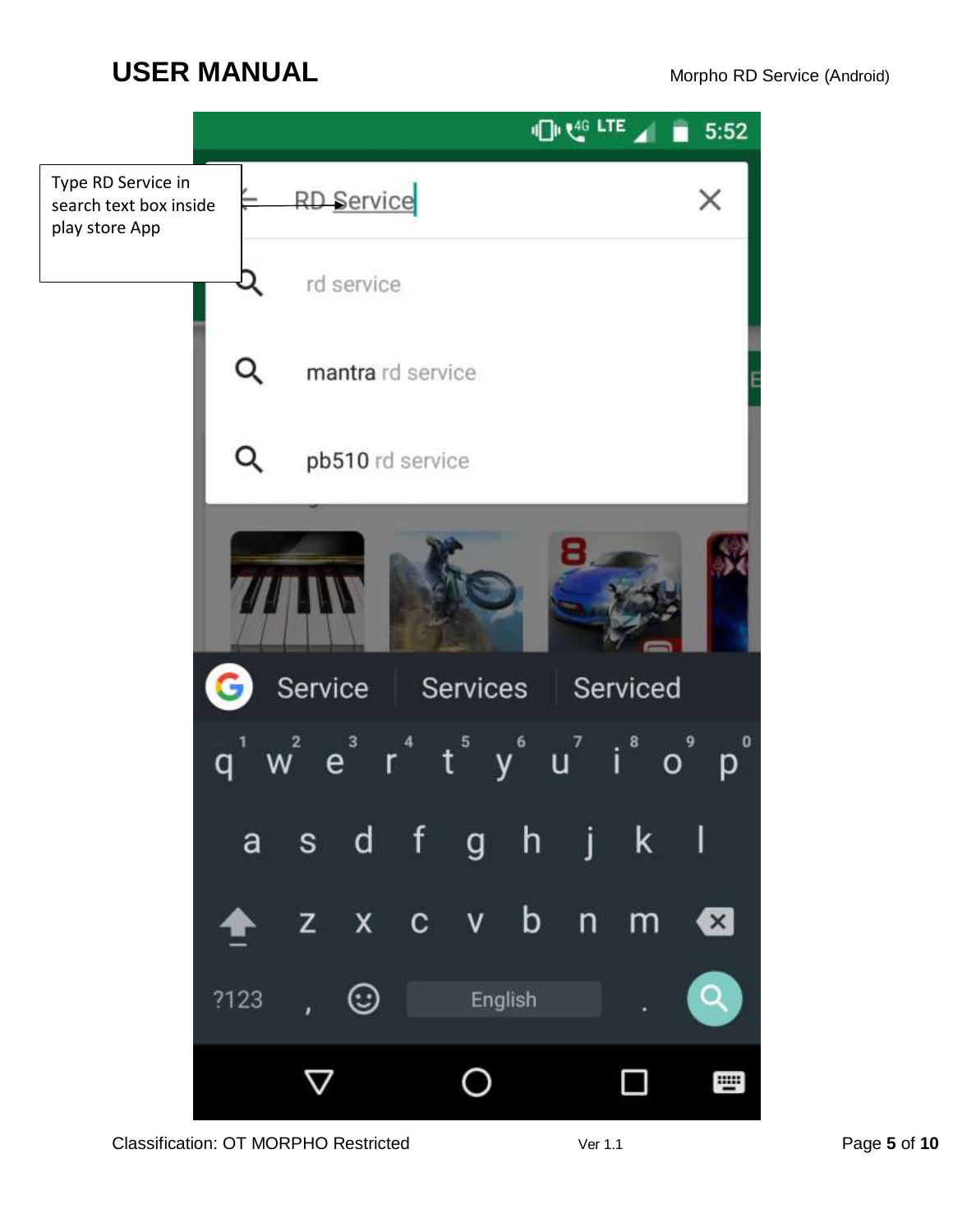Type RD Service in search text box inside play store App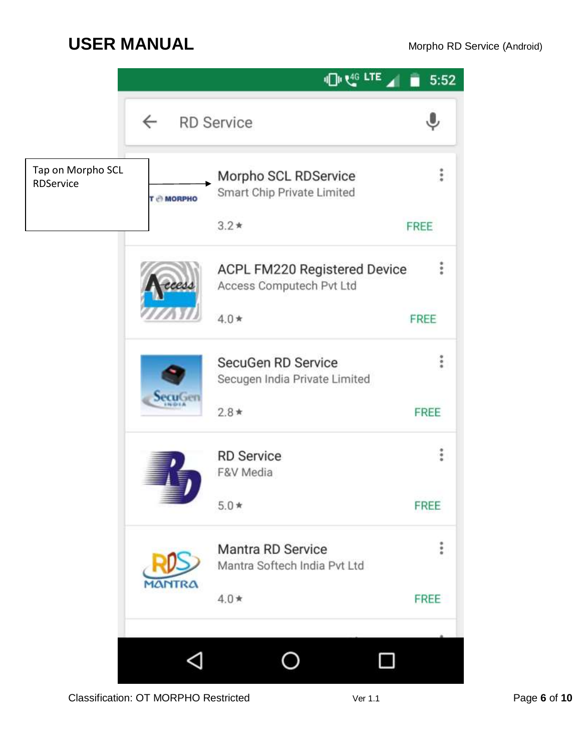Tap on Morpho SCL RDService

RD Service

Morpho SCL RDService
Smart Chip Private Limited
3.2★ FREE

ACPL FM220 Registered Device
Access Computech Pvt Ltd
4.0★ FREE

SecuGen RD Service
Secugen India Private Limited
2.8★ FREE

RD Service
F&V Media
5.0★ FREE

Mantra RD Service
Mantra Softech India Pvt Ltd
4.0★ FREE

Classification: OT MORPHO Restricted

Ver 1.1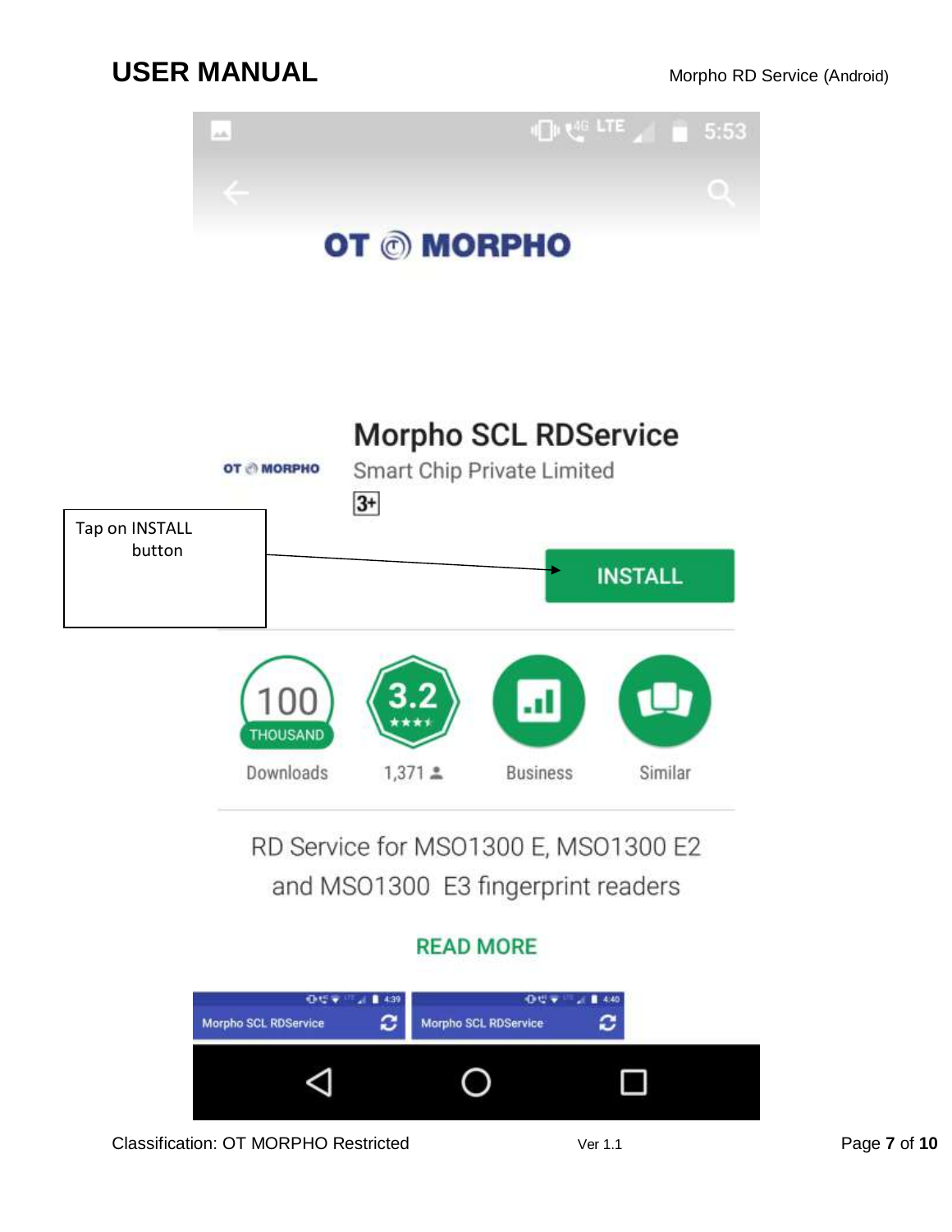Tap on INSTALL button

OT MORPHO

Morpho SCL RDService

Smart Chip Private Limited

3+

INSTALL

100 THOUSAND Downloads

3.2 ★★★★ 1,371

Business

Similar

RD Service for MSO1300 E, MSO1300 E2 and MSO1300 E3 fingerprint readers

READ MORE

Morpho SCL RDService

Morpho SCL RDService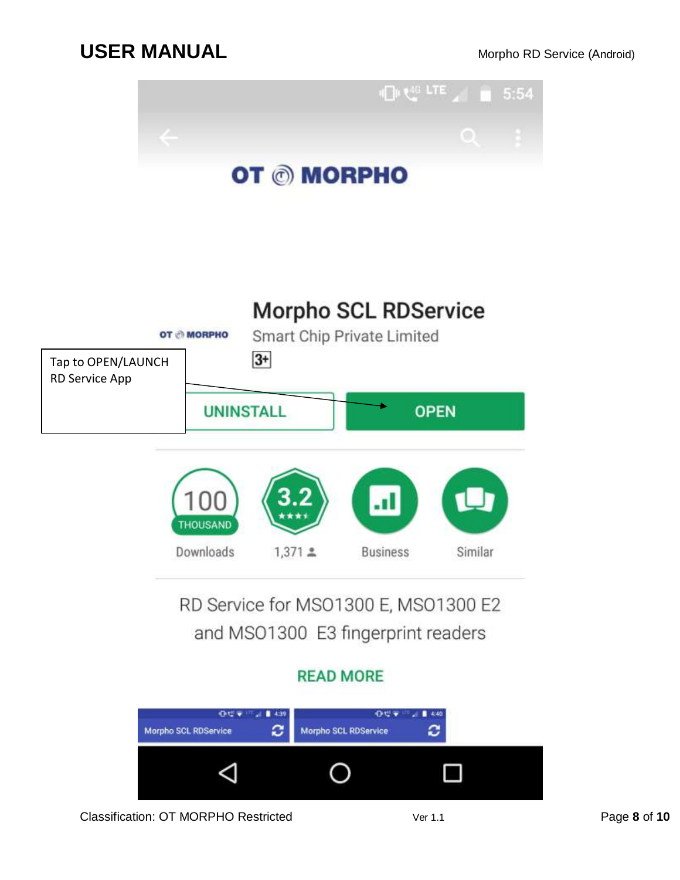OT MORPHO

Morpho SCL RDService

Smart Chip Private Limited

3+

Tap to OPEN/LAUNCH RD Service App

UNINSTALL

OPEN

100 THOUSAND Downloads

3.2 ★★★★ 1,371

Business

Similar

RD Service for MSO1300 E, MSO1300 E2 and MSO1300 E3 fingerprint readers

READ MORE

Morpho SCL RDService

Morpho SCL RDService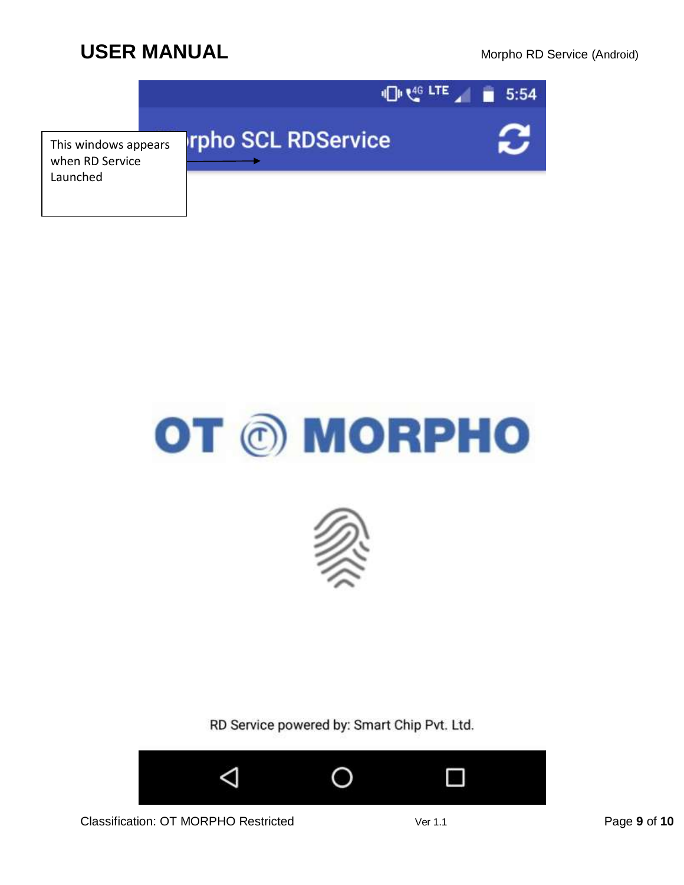This windows appears when RD Service Launched

rpho SCL RDService

OT MORPHO

RD Service powered by: Smart Chip Pvt. Ltd.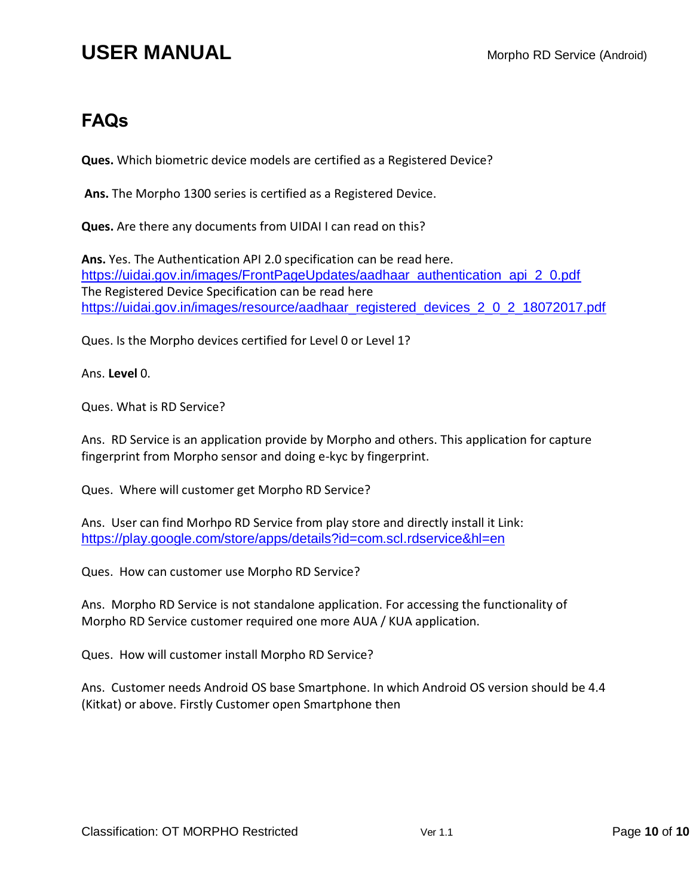## FAQs

**Ques.** Which biometric device models are certified as a Registered Device?

**Ans.** The Morpho 1300 series is certified as a Registered Device.

**Ques.** Are there any documents from UIDAI I can read on this?

**Ans.** Yes. The Authentication API 2.0 specification can be read here.
https://uidai.gov.in/images/FrontPageUpdates/aadhaar_authentication_api_2_0.pdf
The Registered Device Specification can be read here
https://uidai.gov.in/images/resource/aadhaar_registered_devices_2_0_2_18072017.pdf

Ques. Is the Morpho devices certified for Level 0 or Level 1?

Ans. **Level** 0.

Ques. What is RD Service?

Ans. RD Service is an application provide by Morpho and others. This application for capture fingerprint from Morpho sensor and doing e-kyc by fingerprint.

Ques. Where will customer get Morpho RD Service?

Ans. User can find Morhpo RD Service from play store and directly install it Link:
https://play.google.com/store/apps/details?id=com.scl.rdservice&hl=en

Ques. How can customer use Morpho RD Service?

Ans. Morpho RD Service is not standalone application. For accessing the functionality of Morpho RD Service customer required one more AUA / KUA application.

Ques. How will customer install Morpho RD Service?

Ans. Customer needs Android OS base Smartphone. In which Android OS version should be 4.4 (Kitkat) or above. Firstly Customer open Smartphone then